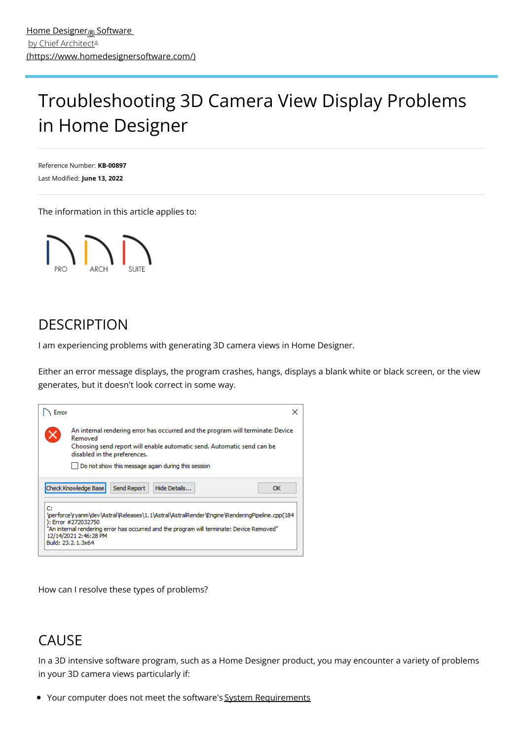[Home Designer® Software by Chief Architect® (https://www.homedesignersoftware.com/)](https://www.homedesignersoftware.com/)

# Troubleshooting 3D Camera View Display Problems in Home Designer

Reference Number: **KB-00897**
Last Modified: **June 13, 2022**

The information in this article applies to:

PRO ARCH SUITE

## DESCRIPTION

I am experiencing problems with generating 3D camera views in Home Designer.

Either an error message displays, the program crashes, hangs, displays a blank white or black screen, or the view generates, but it doesn't look correct in some way.

Error

An internal rendering error has occurred and the program will terminate: Device Removed
Choosing send report will enable automatic send. Automatic send can be disabled in the preferences.

Do not show this message again during this session

Check Knowledge Base | Send Report | Hide Details... | OK

```
C:
\perforce\ryanm\dev\Astral\Releases\1.1\Astral\AstralRender\Engine\RenderingPipeline.cpp(184
): Error #272032750
"An internal rendering error has occurred and the program will terminate: Device Removed"
12/14/2021 2:46:28 PM
Build: 23.2.1.3x64
```

How can I resolve these types of problems?

## CAUSE

In a 3D intensive software program, such as a Home Designer product, you may encounter a variety of problems in your 3D camera views particularly if:

- Your computer does not meet the software's System Requirements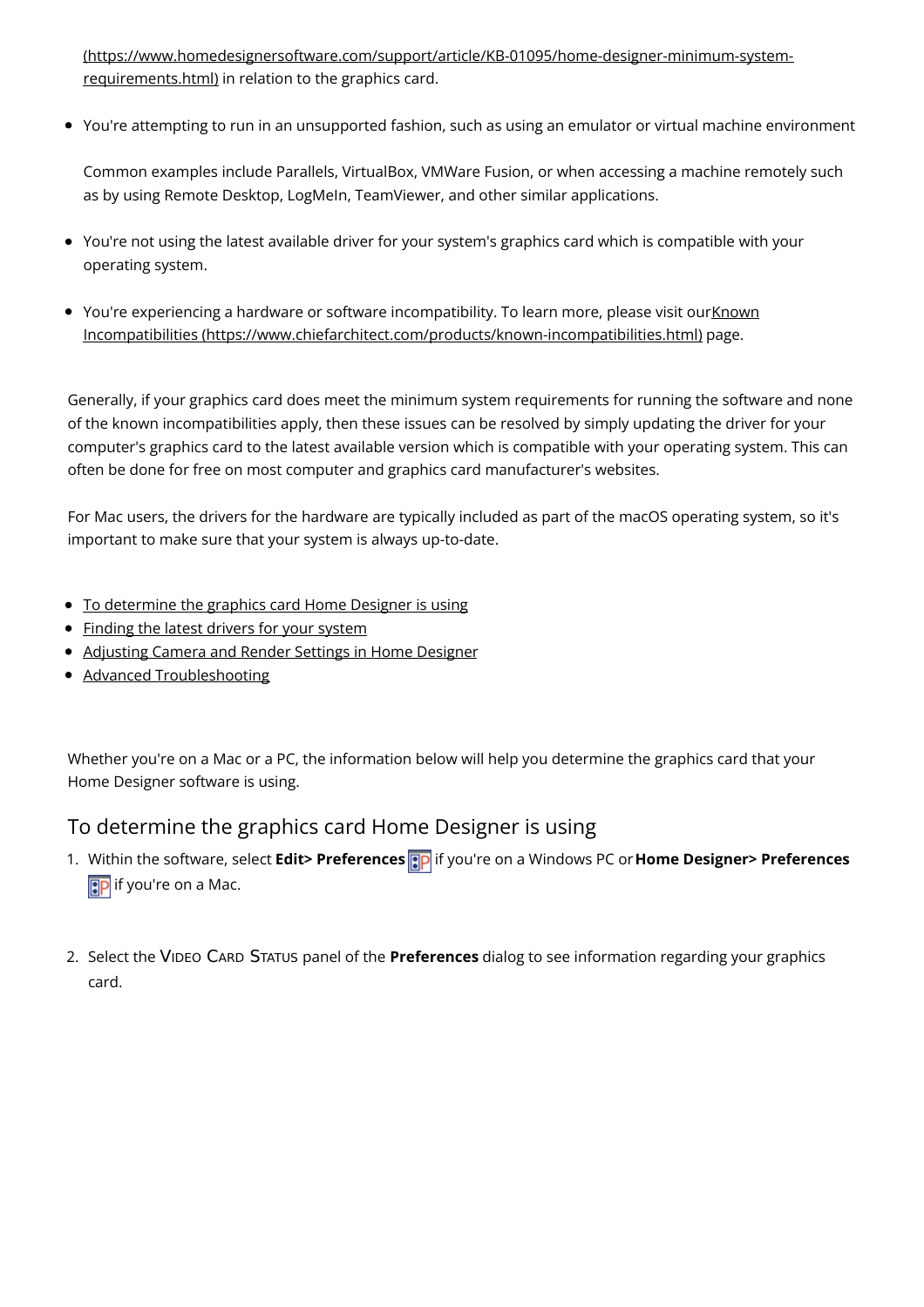(https://www.homedesignersoftware.com/support/article/KB-01095/home-designer-minimum-system-requirements.html) in relation to the graphics card.

- You're attempting to run in an unsupported fashion, such as using an emulator or virtual machine environment

  Common examples include Parallels, VirtualBox, VMWare Fusion, or when accessing a machine remotely such as by using Remote Desktop, LogMeIn, TeamViewer, and other similar applications.

- You're not using the latest available driver for your system's graphics card which is compatible with your operating system.

- You're experiencing a hardware or software incompatibility. To learn more, please visit our Known Incompatibilities (https://www.chiefarchitect.com/products/known-incompatibilities.html) page.

Generally, if your graphics card does meet the minimum system requirements for running the software and none of the known incompatibilities apply, then these issues can be resolved by simply updating the driver for your computer's graphics card to the latest available version which is compatible with your operating system. This can often be done for free on most computer and graphics card manufacturer's websites.

For Mac users, the drivers for the hardware are typically included as part of the macOS operating system, so it's important to make sure that your system is always up-to-date.

- To determine the graphics card Home Designer is using
- Finding the latest drivers for your system
- Adjusting Camera and Render Settings in Home Designer
- Advanced Troubleshooting

Whether you're on a Mac or a PC, the information below will help you determine the graphics card that your Home Designer software is using.

## To determine the graphics card Home Designer is using

1. Within the software, select **Edit> Preferences** if you're on a Windows PC or **Home Designer> Preferences** if you're on a Mac.

2. Select the VIDEO CARD STATUS panel of the **Preferences** dialog to see information regarding your graphics card.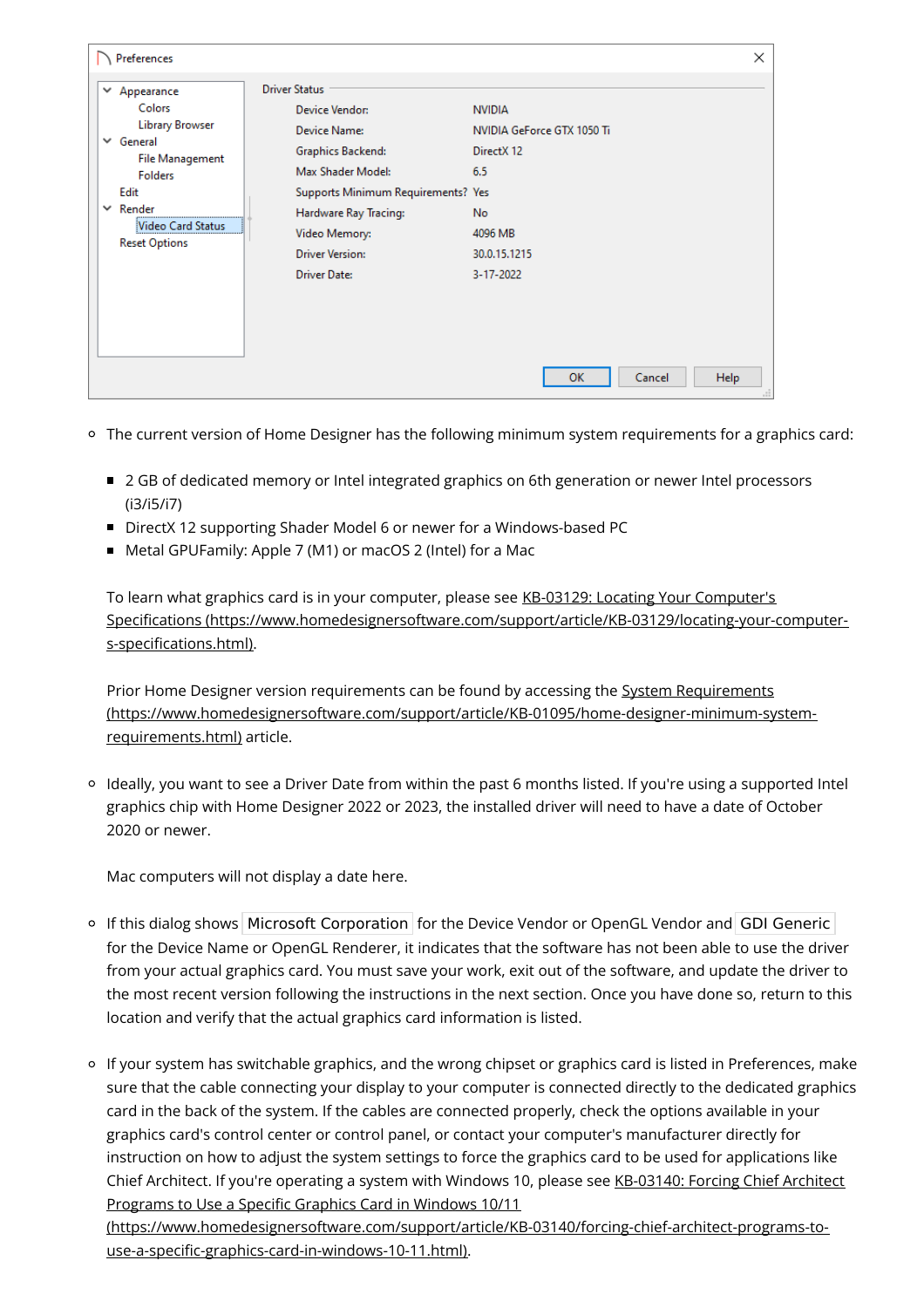Preferences

- Appearance
  - Colors
  - Library Browser
- General
  - File Management
  - Folders
- Edit
- Render
  - Video Card Status
- Reset Options

Driver Status

| | |
|---|---|
| Device Vendor: | NVIDIA |
| Device Name: | NVIDIA GeForce GTX 1050 Ti |
| Graphics Backend: | DirectX 12 |
| Max Shader Model: | 6.5 |
| Supports Minimum Requirements? | Yes |
| Hardware Ray Tracing: | No |
| Video Memory: | 4096 MB |
| Driver Version: | 30.0.15.1215 |
| Driver Date: | 3-17-2022 |

OK Cancel Help

- The current version of Home Designer has the following minimum system requirements for a graphics card:

  - 2 GB of dedicated memory or Intel integrated graphics on 6th generation or newer Intel processors (i3/i5/i7)
  - DirectX 12 supporting Shader Model 6 or newer for a Windows-based PC
  - Metal GPUFamily: Apple 7 (M1) or macOS 2 (Intel) for a Mac

  To learn what graphics card is in your computer, please see [KB-03129: Locating Your Computer's Specifications (https://www.homedesignersoftware.com/support/article/KB-03129/locating-your-computer-s-specifications.html)](https://www.homedesignersoftware.com/support/article/KB-03129/locating-your-computer-s-specifications.html).

  Prior Home Designer version requirements can be found by accessing the [System Requirements (https://www.homedesignersoftware.com/support/article/KB-01095/home-designer-minimum-system-requirements.html)](https://www.homedesignersoftware.com/support/article/KB-01095/home-designer-minimum-system-requirements.html) article.

- Ideally, you want to see a Driver Date from within the past 6 months listed. If you're using a supported Intel graphics chip with Home Designer 2022 or 2023, the installed driver will need to have a date of October 2020 or newer.

  Mac computers will not display a date here.

- If this dialog shows `Microsoft Corporation` for the Device Vendor or OpenGL Vendor and `GDI Generic` for the Device Name or OpenGL Renderer, it indicates that the software has not been able to use the driver from your actual graphics card. You must save your work, exit out of the software, and update the driver to the most recent version following the instructions in the next section. Once you have done so, return to this location and verify that the actual graphics card information is listed.

- If your system has switchable graphics, and the wrong chipset or graphics card is listed in Preferences, make sure that the cable connecting your display to your computer is connected directly to the dedicated graphics card in the back of the system. If the cables are connected properly, check the options available in your graphics card's control center or control panel, or contact your computer's manufacturer directly for instruction on how to adjust the system settings to force the graphics card to be used for applications like Chief Architect. If you're operating a system with Windows 10, please see [KB-03140: Forcing Chief Architect Programs to Use a Specific Graphics Card in Windows 10/11 (https://www.homedesignersoftware.com/support/article/KB-03140/forcing-chief-architect-programs-to-use-a-specific-graphics-card-in-windows-10-11.html)](https://www.homedesignersoftware.com/support/article/KB-03140/forcing-chief-architect-programs-to-use-a-specific-graphics-card-in-windows-10-11.html).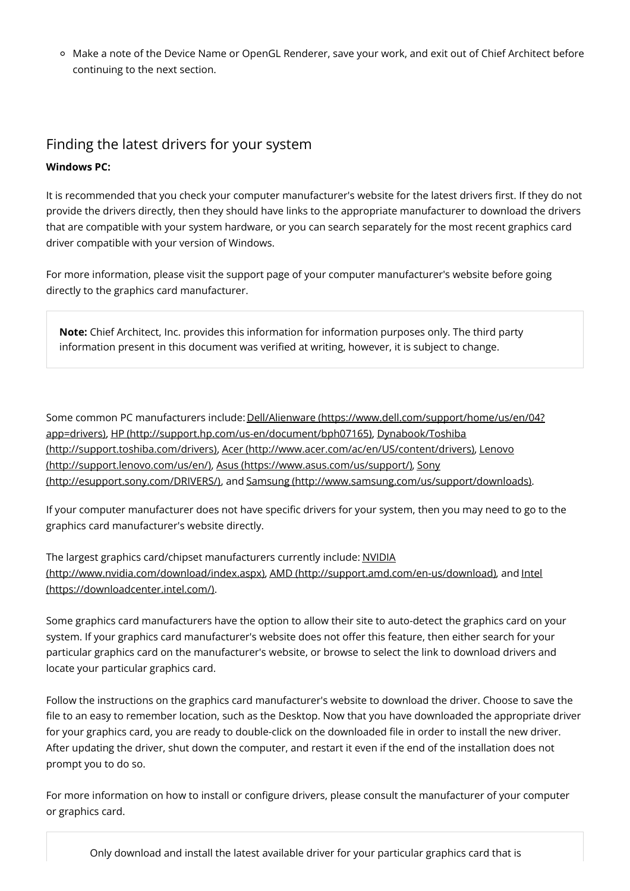- Make a note of the Device Name or OpenGL Renderer, save your work, and exit out of Chief Architect before continuing to the next section.

## Finding the latest drivers for your system

**Windows PC:**

It is recommended that you check your computer manufacturer's website for the latest drivers first. If they do not provide the drivers directly, then they should have links to the appropriate manufacturer to download the drivers that are compatible with your system hardware, or you can search separately for the most recent graphics card driver compatible with your version of Windows.

For more information, please visit the support page of your computer manufacturer's website before going directly to the graphics card manufacturer.

> **Note:** Chief Architect, Inc. provides this information for information purposes only. The third party information present in this document was verified at writing, however, it is subject to change.

Some common PC manufacturers include: Dell/Alienware (https://www.dell.com/support/home/us/en/04?app=drivers), HP (http://support.hp.com/us-en/document/bph07165), Dynabook/Toshiba (http://support.toshiba.com/drivers), Acer (http://www.acer.com/ac/en/US/content/drivers), Lenovo (http://support.lenovo.com/us/en/), Asus (https://www.asus.com/us/support/), Sony (http://esupport.sony.com/DRIVERS/), and Samsung (http://www.samsung.com/us/support/downloads).

If your computer manufacturer does not have specific drivers for your system, then you may need to go to the graphics card manufacturer's website directly.

The largest graphics card/chipset manufacturers currently include: NVIDIA (http://www.nvidia.com/download/index.aspx), AMD (http://support.amd.com/en-us/download), and Intel (https://downloadcenter.intel.com/).

Some graphics card manufacturers have the option to allow their site to auto-detect the graphics card on your system. If your graphics card manufacturer's website does not offer this feature, then either search for your particular graphics card on the manufacturer's website, or browse to select the link to download drivers and locate your particular graphics card.

Follow the instructions on the graphics card manufacturer's website to download the driver. Choose to save the file to an easy to remember location, such as the Desktop. Now that you have downloaded the appropriate driver for your graphics card, you are ready to double-click on the downloaded file in order to install the new driver. After updating the driver, shut down the computer, and restart it even if the end of the installation does not prompt you to do so.

For more information on how to install or configure drivers, please consult the manufacturer of your computer or graphics card.

> Only download and install the latest available driver for your particular graphics card that is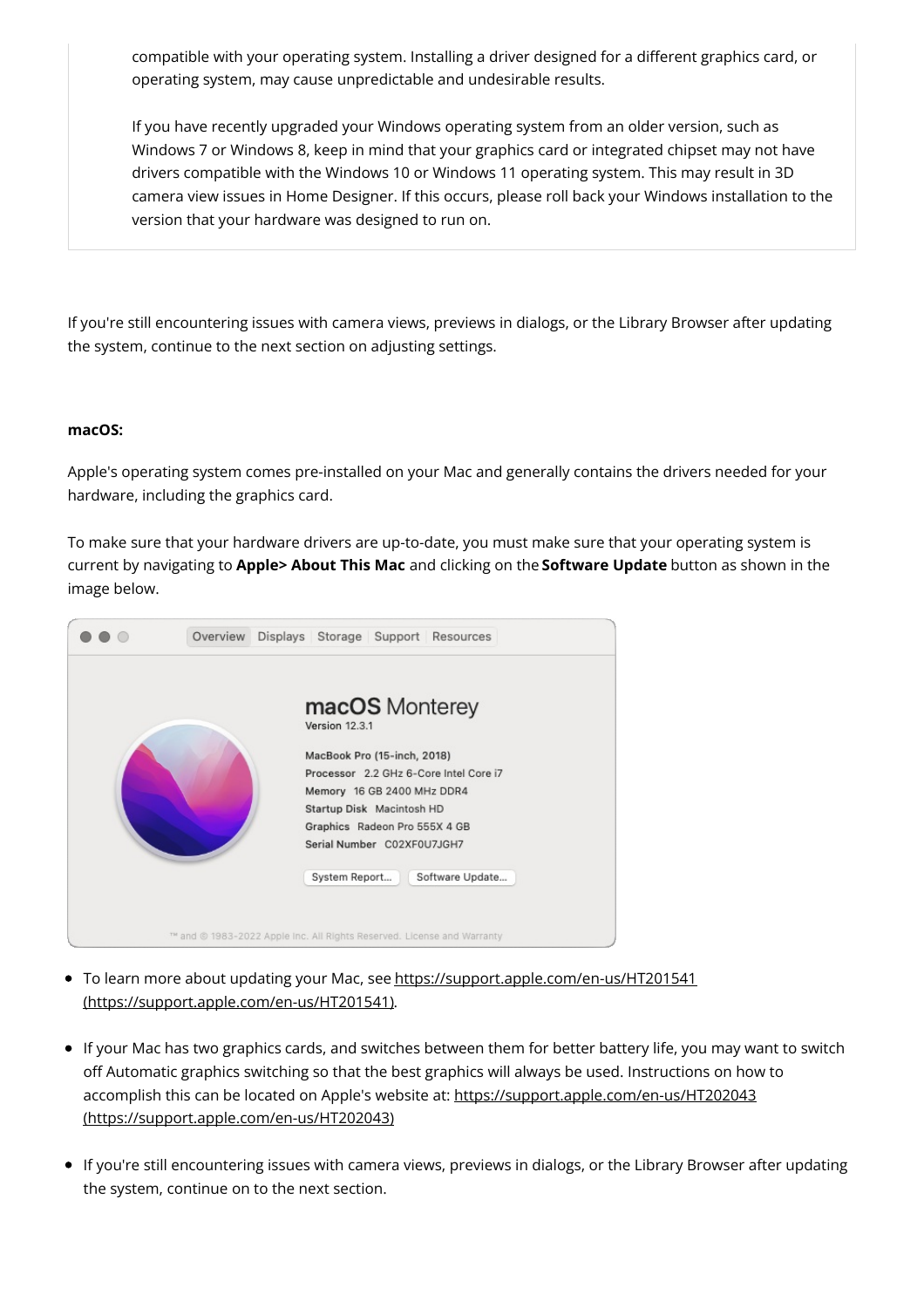compatible with your operating system. Installing a driver designed for a different graphics card, or operating system, may cause unpredictable and undesirable results.

If you have recently upgraded your Windows operating system from an older version, such as Windows 7 or Windows 8, keep in mind that your graphics card or integrated chipset may not have drivers compatible with the Windows 10 or Windows 11 operating system. This may result in 3D camera view issues in Home Designer. If this occurs, please roll back your Windows installation to the version that your hardware was designed to run on.

If you're still encountering issues with camera views, previews in dialogs, or the Library Browser after updating the system, continue to the next section on adjusting settings.

**macOS:**

Apple's operating system comes pre-installed on your Mac and generally contains the drivers needed for your hardware, including the graphics card.

To make sure that your hardware drivers are up-to-date, you must make sure that your operating system is current by navigating to **Apple> About This Mac** and clicking on the **Software Update** button as shown in the image below.

- To learn more about updating your Mac, see https://support.apple.com/en-us/HT201541 (https://support.apple.com/en-us/HT201541).
- If your Mac has two graphics cards, and switches between them for better battery life, you may want to switch off Automatic graphics switching so that the best graphics will always be used. Instructions on how to accomplish this can be located on Apple's website at: https://support.apple.com/en-us/HT202043 (https://support.apple.com/en-us/HT202043)
- If you're still encountering issues with camera views, previews in dialogs, or the Library Browser after updating the system, continue on to the next section.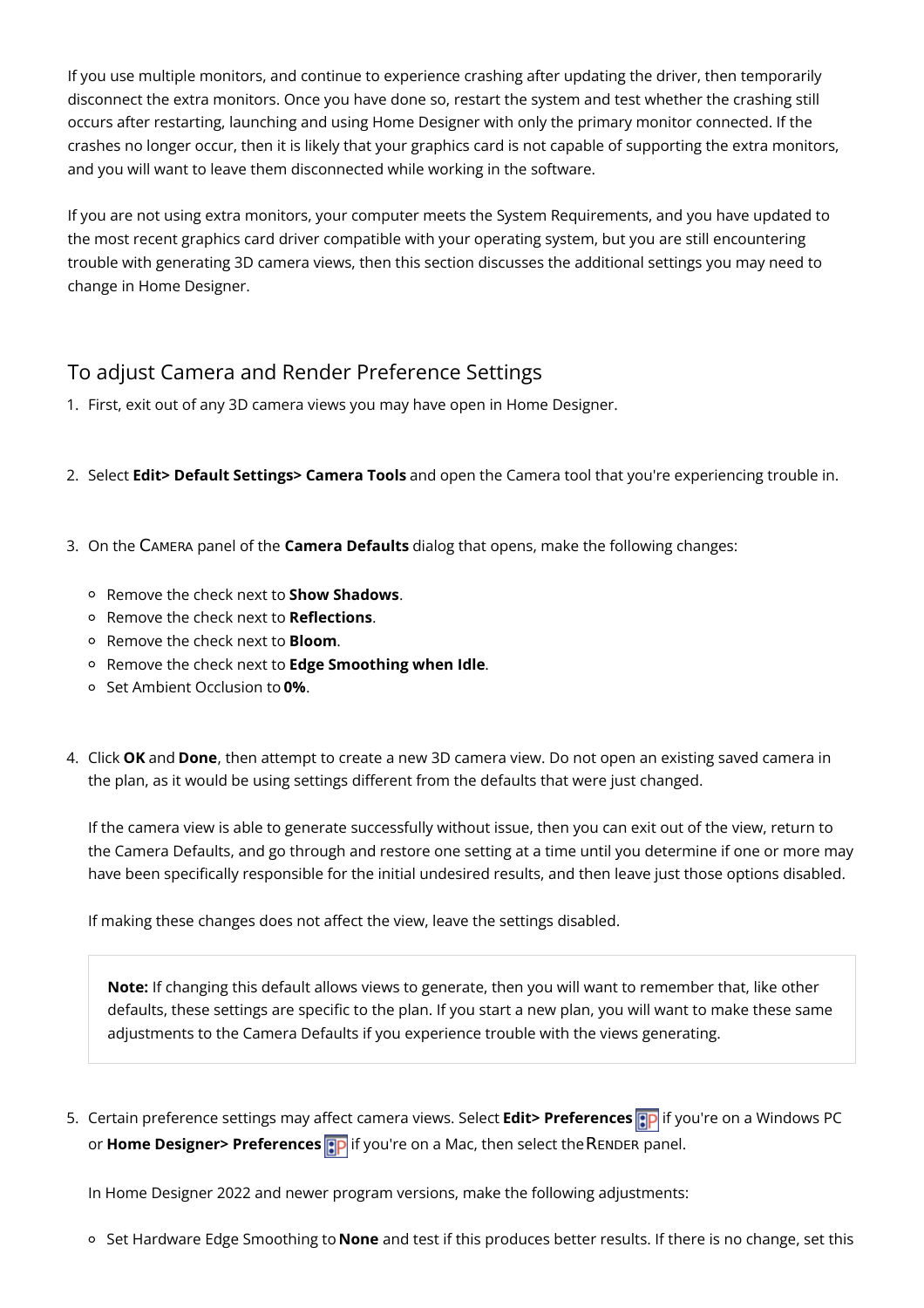If you use multiple monitors, and continue to experience crashing after updating the driver, then temporarily disconnect the extra monitors. Once you have done so, restart the system and test whether the crashing still occurs after restarting, launching and using Home Designer with only the primary monitor connected. If the crashes no longer occur, then it is likely that your graphics card is not capable of supporting the extra monitors, and you will want to leave them disconnected while working in the software.

If you are not using extra monitors, your computer meets the System Requirements, and you have updated to the most recent graphics card driver compatible with your operating system, but you are still encountering trouble with generating 3D camera views, then this section discusses the additional settings you may need to change in Home Designer.

## To adjust Camera and Render Preference Settings

1. First, exit out of any 3D camera views you may have open in Home Designer.

2. Select **Edit> Default Settings> Camera Tools** and open the Camera tool that you're experiencing trouble in.

3. On the CAMERA panel of the **Camera Defaults** dialog that opens, make the following changes:

   - Remove the check next to **Show Shadows**.
   - Remove the check next to **Reflections**.
   - Remove the check next to **Bloom**.
   - Remove the check next to **Edge Smoothing when Idle**.
   - Set Ambient Occlusion to **0%**.

4. Click **OK** and **Done**, then attempt to create a new 3D camera view. Do not open an existing saved camera in the plan, as it would be using settings different from the defaults that were just changed.

   If the camera view is able to generate successfully without issue, then you can exit out of the view, return to the Camera Defaults, and go through and restore one setting at a time until you determine if one or more may have been specifically responsible for the initial undesired results, and then leave just those options disabled.

   If making these changes does not affect the view, leave the settings disabled.

   > **Note:** If changing this default allows views to generate, then you will want to remember that, like other defaults, these settings are specific to the plan. If you start a new plan, you will want to make these same adjustments to the Camera Defaults if you experience trouble with the views generating.

5. Certain preference settings may affect camera views. Select **Edit> Preferences** if you're on a Windows PC or **Home Designer> Preferences** if you're on a Mac, then select the RENDER panel.

   In Home Designer 2022 and newer program versions, make the following adjustments:

   - Set Hardware Edge Smoothing to **None** and test if this produces better results. If there is no change, set this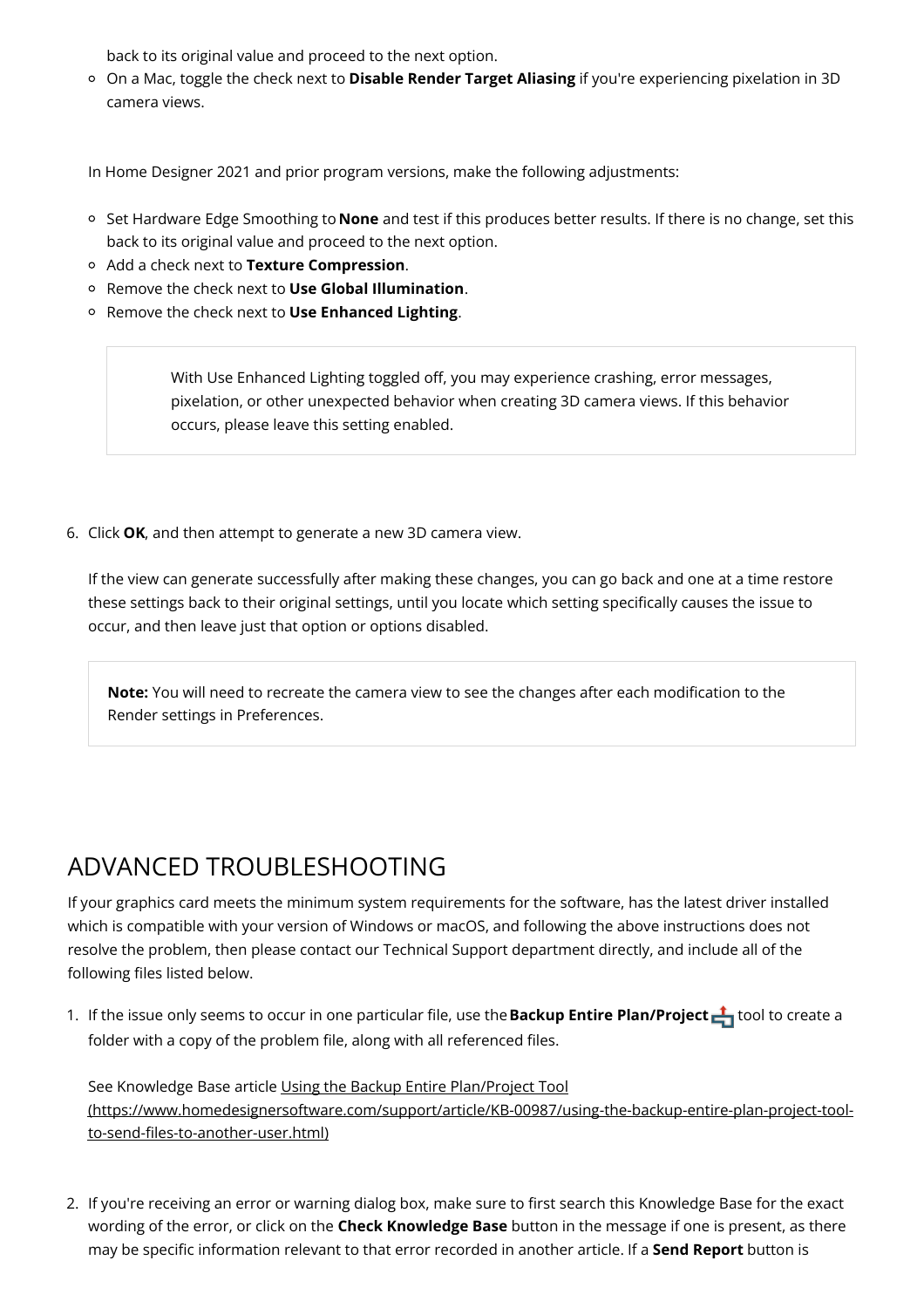back to its original value and proceed to the next option.

- On a Mac, toggle the check next to **Disable Render Target Aliasing** if you're experiencing pixelation in 3D camera views.

In Home Designer 2021 and prior program versions, make the following adjustments:

- Set Hardware Edge Smoothing to **None** and test if this produces better results. If there is no change, set this back to its original value and proceed to the next option.
- Add a check next to **Texture Compression**.
- Remove the check next to **Use Global Illumination**.
- Remove the check next to **Use Enhanced Lighting**.

> With Use Enhanced Lighting toggled off, you may experience crashing, error messages, pixelation, or other unexpected behavior when creating 3D camera views. If this behavior occurs, please leave this setting enabled.

6. Click **OK**, and then attempt to generate a new 3D camera view.

   If the view can generate successfully after making these changes, you can go back and one at a time restore these settings back to their original settings, until you locate which setting specifically causes the issue to occur, and then leave just that option or options disabled.

   > **Note:** You will need to recreate the camera view to see the changes after each modification to the Render settings in Preferences.

## ADVANCED TROUBLESHOOTING

If your graphics card meets the minimum system requirements for the software, has the latest driver installed which is compatible with your version of Windows or macOS, and following the above instructions does not resolve the problem, then please contact our Technical Support department directly, and include all of the following files listed below.

1. If the issue only seems to occur in one particular file, use the **Backup Entire Plan/Project** tool to create a folder with a copy of the problem file, along with all referenced files.

   See Knowledge Base article Using the Backup Entire Plan/Project Tool (https://www.homedesignersoftware.com/support/article/KB-00987/using-the-backup-entire-plan-project-tool-to-send-files-to-another-user.html)

2. If you're receiving an error or warning dialog box, make sure to first search this Knowledge Base for the exact wording of the error, or click on the **Check Knowledge Base** button in the message if one is present, as there may be specific information relevant to that error recorded in another article. If a **Send Report** button is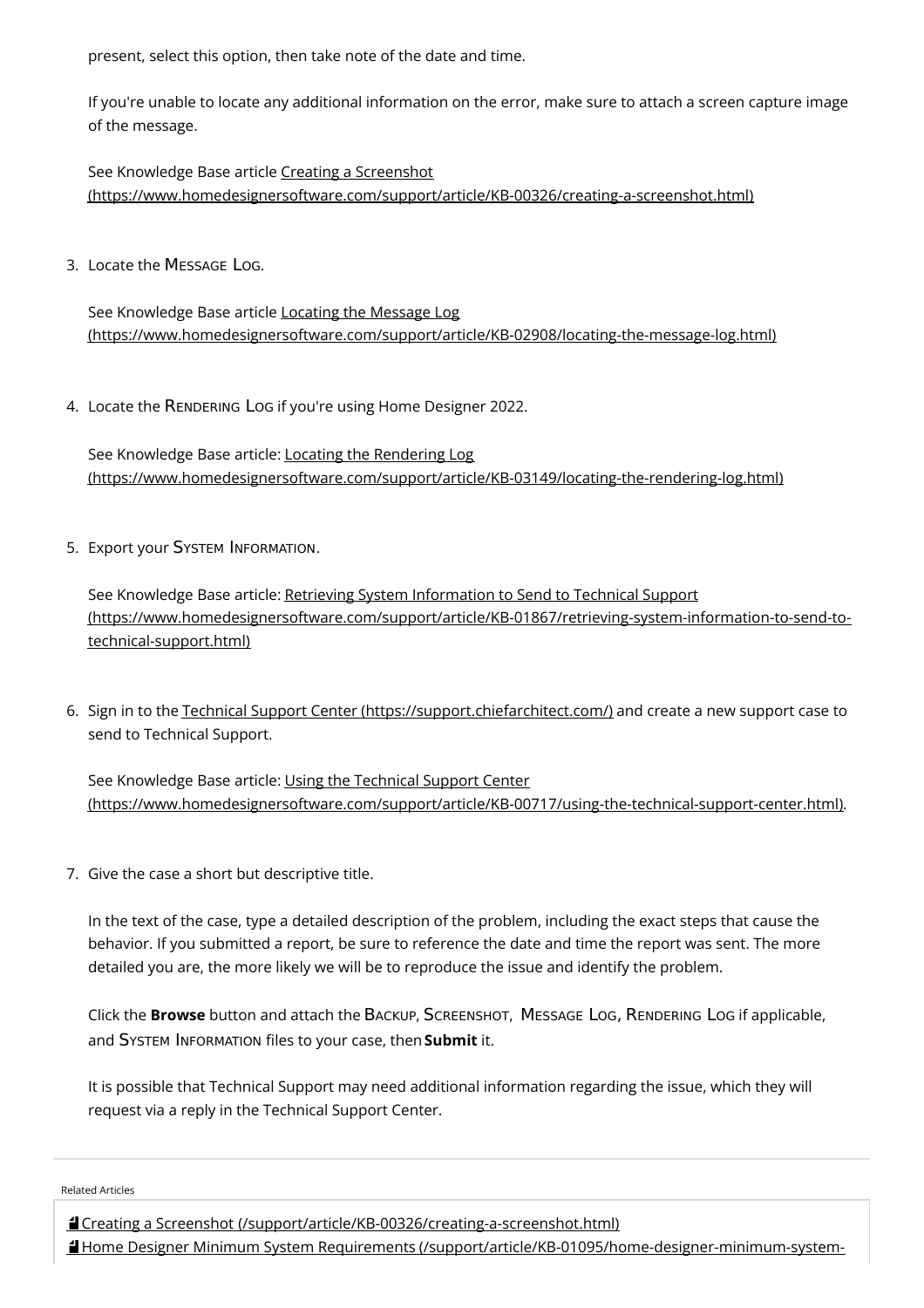present, select this option, then take note of the date and time.

If you're unable to locate any additional information on the error, make sure to attach a screen capture image of the message.

See Knowledge Base article Creating a Screenshot (https://www.homedesignersoftware.com/support/article/KB-00326/creating-a-screenshot.html)

3. Locate the MESSAGE LOG.

   See Knowledge Base article Locating the Message Log (https://www.homedesignersoftware.com/support/article/KB-02908/locating-the-message-log.html)

4. Locate the RENDERING LOG if you're using Home Designer 2022.

   See Knowledge Base article: Locating the Rendering Log (https://www.homedesignersoftware.com/support/article/KB-03149/locating-the-rendering-log.html)

5. Export your SYSTEM INFORMATION.

   See Knowledge Base article: Retrieving System Information to Send to Technical Support (https://www.homedesignersoftware.com/support/article/KB-01867/retrieving-system-information-to-send-to-technical-support.html)

6. Sign in to the Technical Support Center (https://support.chiefarchitect.com/) and create a new support case to send to Technical Support.

   See Knowledge Base article: Using the Technical Support Center (https://www.homedesignersoftware.com/support/article/KB-00717/using-the-technical-support-center.html).

7. Give the case a short but descriptive title.

   In the text of the case, type a detailed description of the problem, including the exact steps that cause the behavior. If you submitted a report, be sure to reference the date and time the report was sent. The more detailed you are, the more likely we will be to reproduce the issue and identify the problem.

   Click the **Browse** button and attach the BACKUP, SCREENSHOT, MESSAGE LOG, RENDERING LOG if applicable, and SYSTEM INFORMATION files to your case, then **Submit** it.

   It is possible that Technical Support may need additional information regarding the issue, which they will request via a reply in the Technical Support Center.

---

Related Articles

- Creating a Screenshot (/support/article/KB-00326/creating-a-screenshot.html)
- Home Designer Minimum System Requirements (/support/article/KB-01095/home-designer-minimum-system-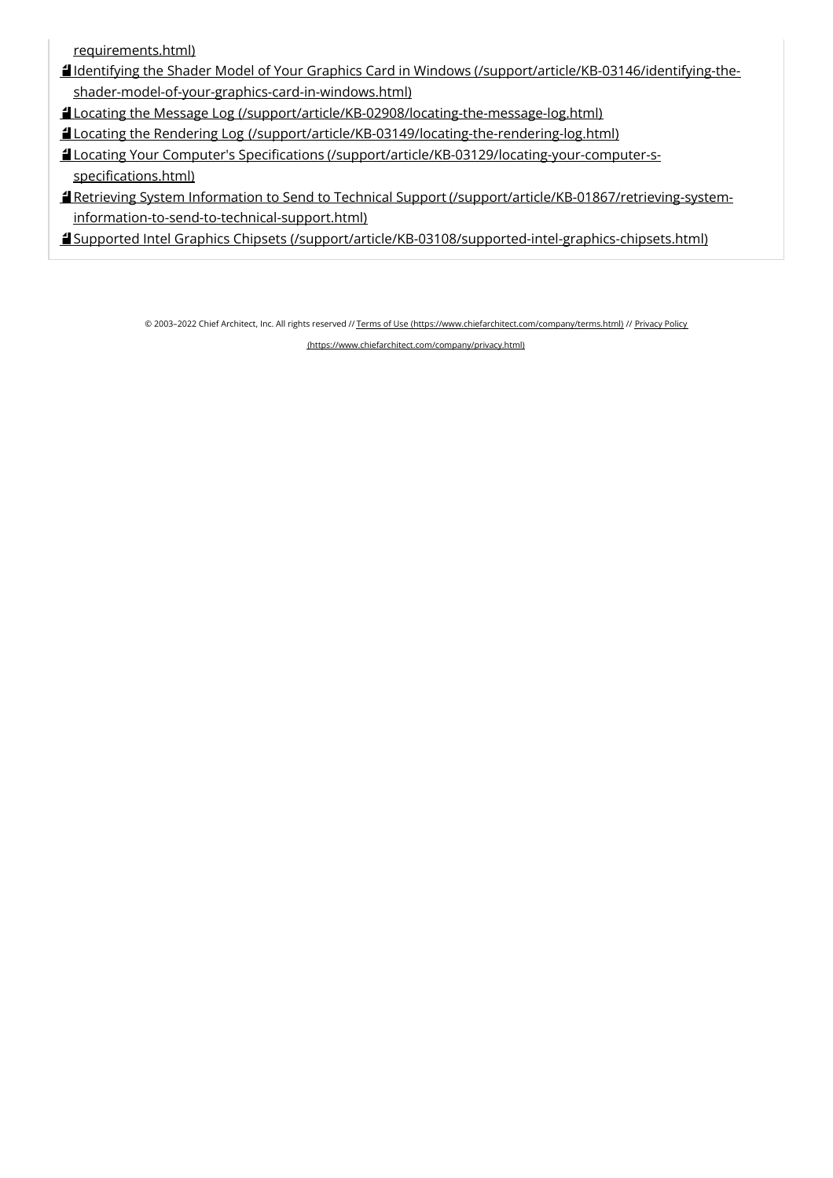requirements.html)

- Identifying the Shader Model of Your Graphics Card in Windows (/support/article/KB-03146/identifying-the-shader-model-of-your-graphics-card-in-windows.html)
- Locating the Message Log (/support/article/KB-02908/locating-the-message-log.html)
- Locating the Rendering Log (/support/article/KB-03149/locating-the-rendering-log.html)
- Locating Your Computer's Specifications (/support/article/KB-03129/locating-your-computer-s-specifications.html)
- Retrieving System Information to Send to Technical Support (/support/article/KB-01867/retrieving-system-information-to-send-to-technical-support.html)
- Supported Intel Graphics Chipsets (/support/article/KB-03108/supported-intel-graphics-chipsets.html)

© 2003–2022 Chief Architect, Inc. All rights reserved // Terms of Use (https://www.chiefarchitect.com/company/terms.html) // Privacy Policy (https://www.chiefarchitect.com/company/privacy.html)